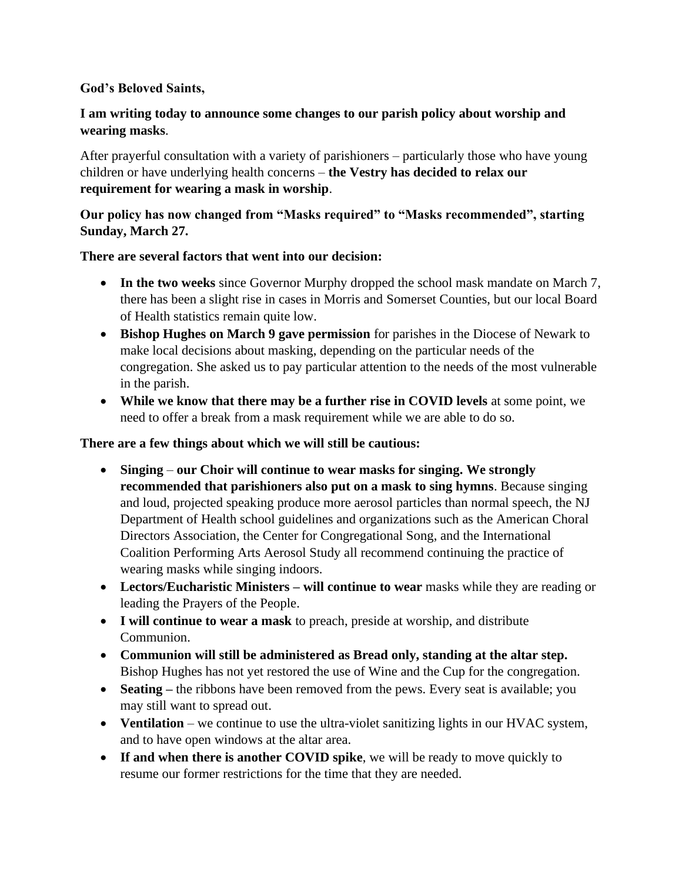**God's Beloved Saints,**

**I am writing today to announce some changes to our parish policy about worship and wearing masks**.

After prayerful consultation with a variety of parishioners – particularly those who have young children or have underlying health concerns – **the Vestry has decided to relax our requirement for wearing a mask in worship**.

**Our policy has now changed from "Masks required" to "Masks recommended", starting Sunday, March 27.**

**There are several factors that went into our decision:**

- **In the two weeks** since Governor Murphy dropped the school mask mandate on March 7, there has been a slight rise in cases in Morris and Somerset Counties, but our local Board of Health statistics remain quite low.
- **Bishop Hughes on March 9 gave permission** for parishes in the Diocese of Newark to make local decisions about masking, depending on the particular needs of the congregation. She asked us to pay particular attention to the needs of the most vulnerable in the parish.
- **While we know that there may be a further rise in COVID levels** at some point, we need to offer a break from a mask requirement while we are able to do so.

**There are a few things about which we will still be cautious:**

- **Singing** – **our Choir will continue to wear masks for singing. We strongly recommended that parishioners also put on a mask to sing hymns**. Because singing and loud, projected speaking produce more aerosol particles than normal speech, the NJ Department of Health school guidelines and organizations such as the American Choral Directors Association, the Center for Congregational Song, and the International Coalition Performing Arts Aerosol Study all recommend continuing the practice of wearing masks while singing indoors.
- **Lectors/Eucharistic Ministers – will continue to wear** masks while they are reading or leading the Prayers of the People.
- **I will continue to wear a mask** to preach, preside at worship, and distribute Communion.
- **Communion will still be administered as Bread only, standing at the altar step.** Bishop Hughes has not yet restored the use of Wine and the Cup for the congregation.
- **Seating –** the ribbons have been removed from the pews. Every seat is available; you may still want to spread out.
- **Ventilation** – we continue to use the ultra-violet sanitizing lights in our HVAC system, and to have open windows at the altar area.
- **If and when there is another COVID spike**, we will be ready to move quickly to resume our former restrictions for the time that they are needed.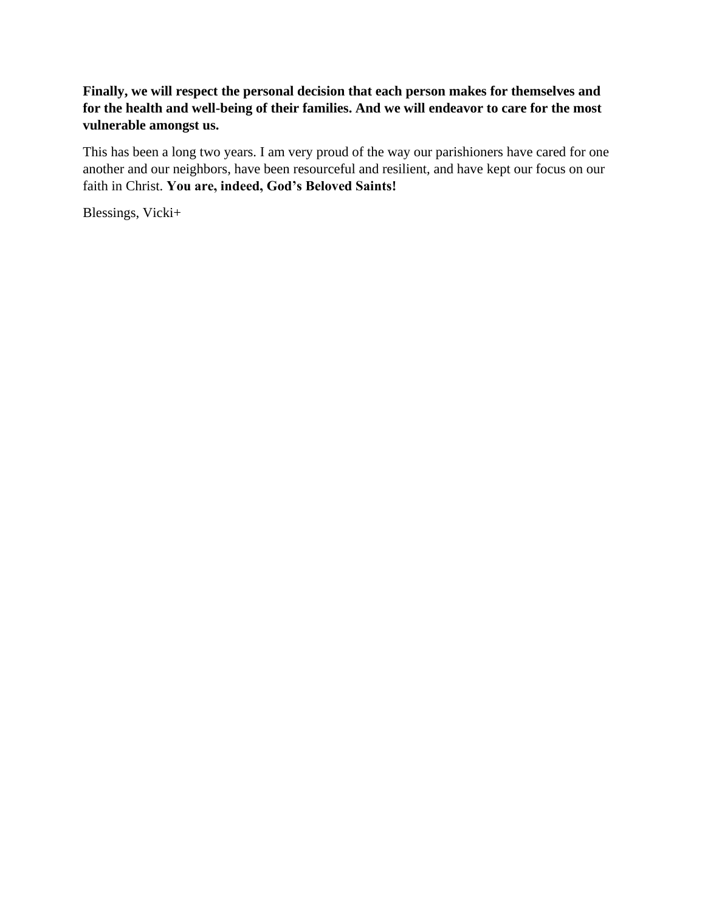**Finally, we will respect the personal decision that each person makes for themselves and for the health and well-being of their families. And we will endeavor to care for the most vulnerable amongst us.**

This has been a long two years. I am very proud of the way our parishioners have cared for one another and our neighbors, have been resourceful and resilient, and have kept our focus on our faith in Christ. **You are, indeed, God's Beloved Saints!**

Blessings, Vicki+